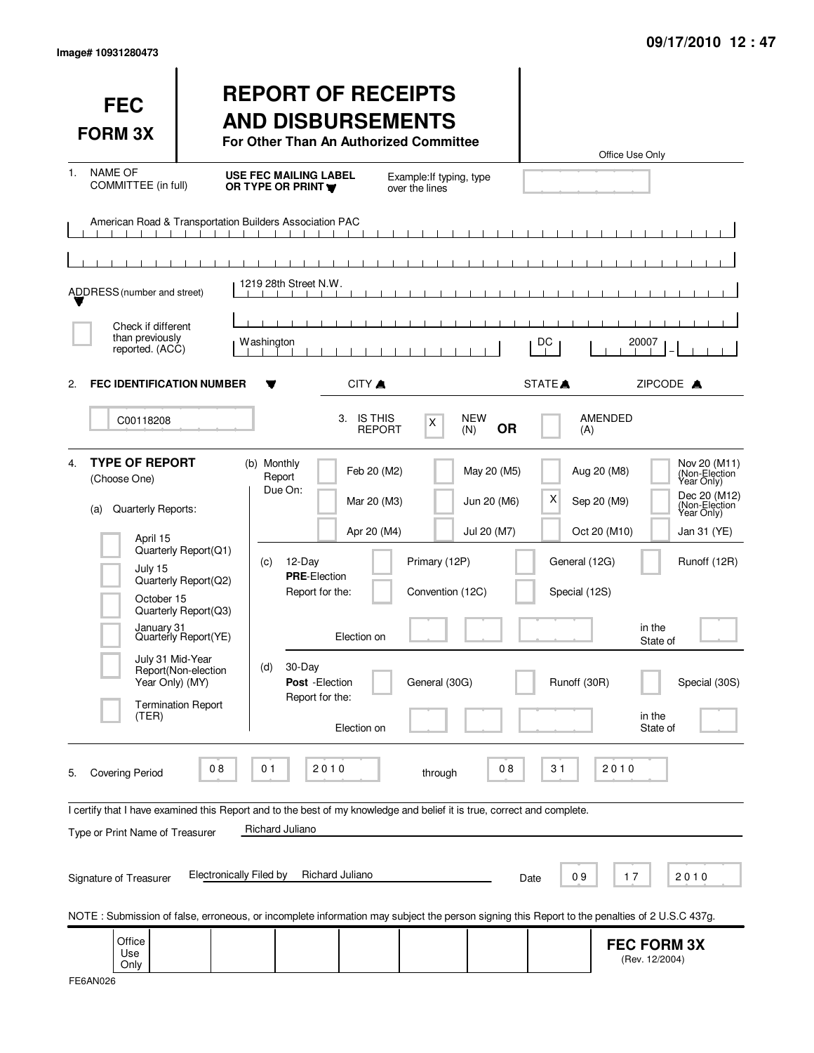Image# 10931280473

09/17/2010 12 : 47

# FEC FORM 3X

# REPORT OF RECEIPTS AND DISBURSEMENTS

**For Other Than An Authorized Committee**

Office Use Only

1. NAME OF COMMITTEE (in full) — **USE FEC MAILING LABEL OR TYPE OR PRINT** — Example: If typing, type over the lines

American Road & Transportation Builders Association PAC

ADDRESS (number and street): 1219 28th Street N.W.

[ ] Check if different than previously reported. (ACC)

CITY: Washington — STATE: DC — ZIPCODE: 20007

2. **FEC IDENTIFICATION NUMBER**: C00118208

3. IS THIS REPORT: [X] NEW (N) **OR** [ ] AMENDED (A)

4. **TYPE OF REPORT** (Choose One)

(a) Quarterly Reports:

- [ ] April 15 Quarterly Report (Q1)
- [ ] July 15 Quarterly Report (Q2)
- [ ] October 15 Quarterly Report (Q3)
- [ ] January 31 Quarterly Report (YE)
- [ ] July 31 Mid-Year Report (Non-election Year Only) (MY)
- [ ] Termination Report (TER)

(b) Monthly Report Due On:

| | | | |
|---|---|---|---|
| [ ] Feb 20 (M2) | [ ] May 20 (M5) | [ ] Aug 20 (M8) | [ ] Nov 20 (M11) (Non-Election Year Only) |
| [ ] Mar 20 (M3) | [ ] Jun 20 (M6) | [X] Sep 20 (M9) | [ ] Dec 20 (M12) (Non-Election Year Only) |
| [ ] Apr 20 (M4) | [ ] Jul 20 (M7) | [ ] Oct 20 (M10) | [ ] Jan 31 (YE) |

(c) 12-Day **PRE**-Election Report for the:

- [ ] Primary (12P)
- [ ] General (12G)
- [ ] Runoff (12R)
- [ ] Convention (12C)
- [ ] Special (12S)

Election on ________ in the State of ____

(d) 30-Day **Post**-Election Report for the:

- [ ] General (30G)
- [ ] Runoff (30R)
- [ ] Special (30S)

Election on ________ in the State of ____

5. Covering Period 08 01 2010 through 08 31 2010

I certify that I have examined this Report and to the best of my knowledge and belief it is true, correct and complete.

Type or Print Name of Treasurer: Richard Juliano

Signature of Treasurer: Electronically Filed by Richard Juliano — Date 09 17 2010

NOTE : Submission of false, erroneous, or incomplete information may subject the person signing this Report to the penalties of 2 U.S.C 437g.

Office Use Only

**FEC FORM 3X** (Rev. 12/2004)

FE6AN026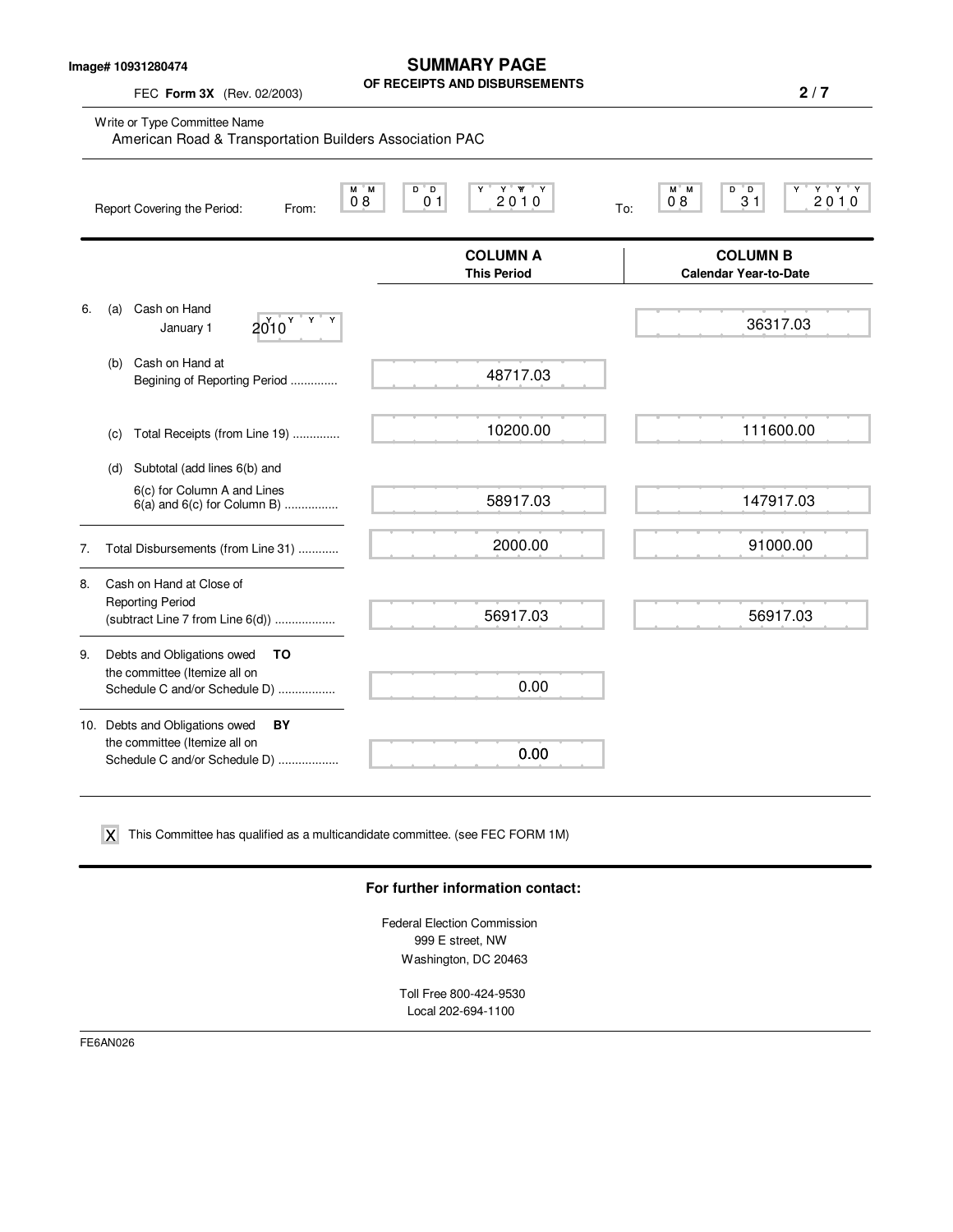Image# 10931280474

# SUMMARY PAGE
## OF RECEIPTS AND DISBURSEMENTS

FEC **Form 3X** (Rev. 02/2003)

Write or Type Committee Name
American Road & Transportation Builders Association PAC

Report Covering the Period: From: 08 01 2010 To: 08 31 2010

| | | **COLUMN A** This Period | **COLUMN B** Calendar Year-to-Date |
|---|---|---|---|
| 6. (a) | Cash on Hand January 1 2010 | | 36317.03 |
| (b) | Cash on Hand at Begining of Reporting Period .............. | 48717.03 | |
| (c) | Total Receipts (from Line 19) .............. | 10200.00 | 111600.00 |
| (d) | Subtotal (add lines 6(b) and 6(c) for Column A and Lines 6(a) and 6(c) for Column B) ................ | 58917.03 | 147917.03 |
| 7. | Total Disbursements (from Line 31) ............ | 2000.00 | 91000.00 |
| 8. | Cash on Hand at Close of Reporting Period (subtract Line 7 from Line 6(d)) .................. | 56917.03 | 56917.03 |
| 9. | Debts and Obligations owed **TO** the committee (Itemize all on Schedule C and/or Schedule D) ................. | 0.00 | |
| 10. | Debts and Obligations owed **BY** the committee (Itemize all on Schedule C and/or Schedule D) .................. | 0.00 | |

X This Committee has qualified as a multicandidate committee. (see FEC FORM 1M)

**For further information contact:**

Federal Election Commission
999 E street, NW
Washington, DC 20463

Toll Free 800-424-9530
Local 202-694-1100

FE6AN026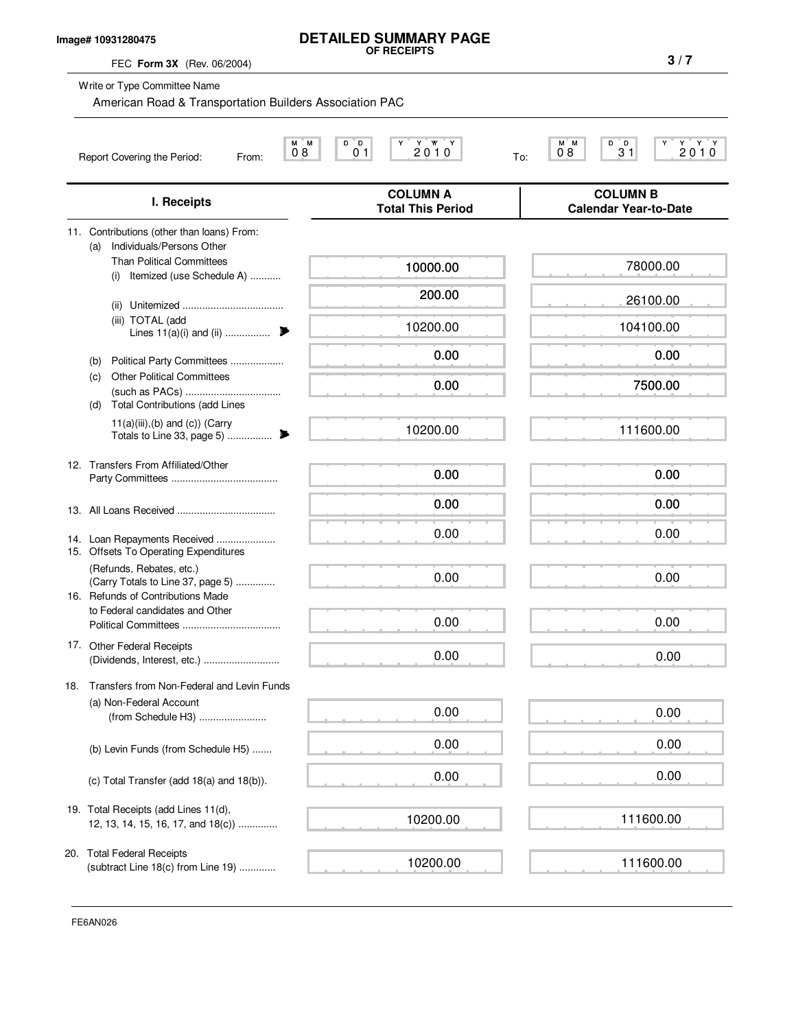Image# 10931280475

# DETAILED SUMMARY PAGE
**OF RECEIPTS**

FEC **Form 3X** (Rev. 06/2004)

Write or Type Committee Name

American Road & Transportation Builders Association PAC

Report Covering the Period: From: 08 01 2010 To: 08 31 2010

| I. Receipts | COLUMN A Total This Period | COLUMN B Calendar Year-to-Date |
|---|---|---|
| 11. Contributions (other than loans) From: | | |
| (a) Individuals/Persons Other Than Political Committees | | |
| (i) Itemized (use Schedule A) | 10000.00 | 78000.00 |
| (ii) Unitemized | 200.00 | 26100.00 |
| (iii) TOTAL (add Lines 11(a)(i) and (ii) | 10200.00 | 104100.00 |
| (b) Political Party Committees | 0.00 | 0.00 |
| (c) Other Political Committees (such as PACs) | 0.00 | 7500.00 |
| (d) Total Contributions (add Lines 11(a)(iii),(b) and (c)) (Carry Totals to Line 33, page 5) | 10200.00 | 111600.00 |
| 12. Transfers From Affiliated/Other Party Committees | 0.00 | 0.00 |
| 13. All Loans Received | 0.00 | 0.00 |
| 14. Loan Repayments Received | 0.00 | 0.00 |
| 15. Offsets To Operating Expenditures (Refunds, Rebates, etc.) (Carry Totals to Line 37, page 5) | 0.00 | 0.00 |
| 16. Refunds of Contributions Made to Federal candidates and Other Political Committees | 0.00 | 0.00 |
| 17. Other Federal Receipts (Dividends, Interest, etc.) | 0.00 | 0.00 |
| 18. Transfers from Non-Federal and Levin Funds | | |
| (a) Non-Federal Account (from Schedule H3) | 0.00 | 0.00 |
| (b) Levin Funds (from Schedule H5) | 0.00 | 0.00 |
| (c) Total Transfer (add 18(a) and 18(b)). | 0.00 | 0.00 |
| 19. Total Receipts (add Lines 11(d), 12, 13, 14, 15, 16, 17, and 18(c)) | 10200.00 | 111600.00 |
| 20. Total Federal Receipts (subtract Line 18(c) from Line 19) | 10200.00 | 111600.00 |

FE6AN026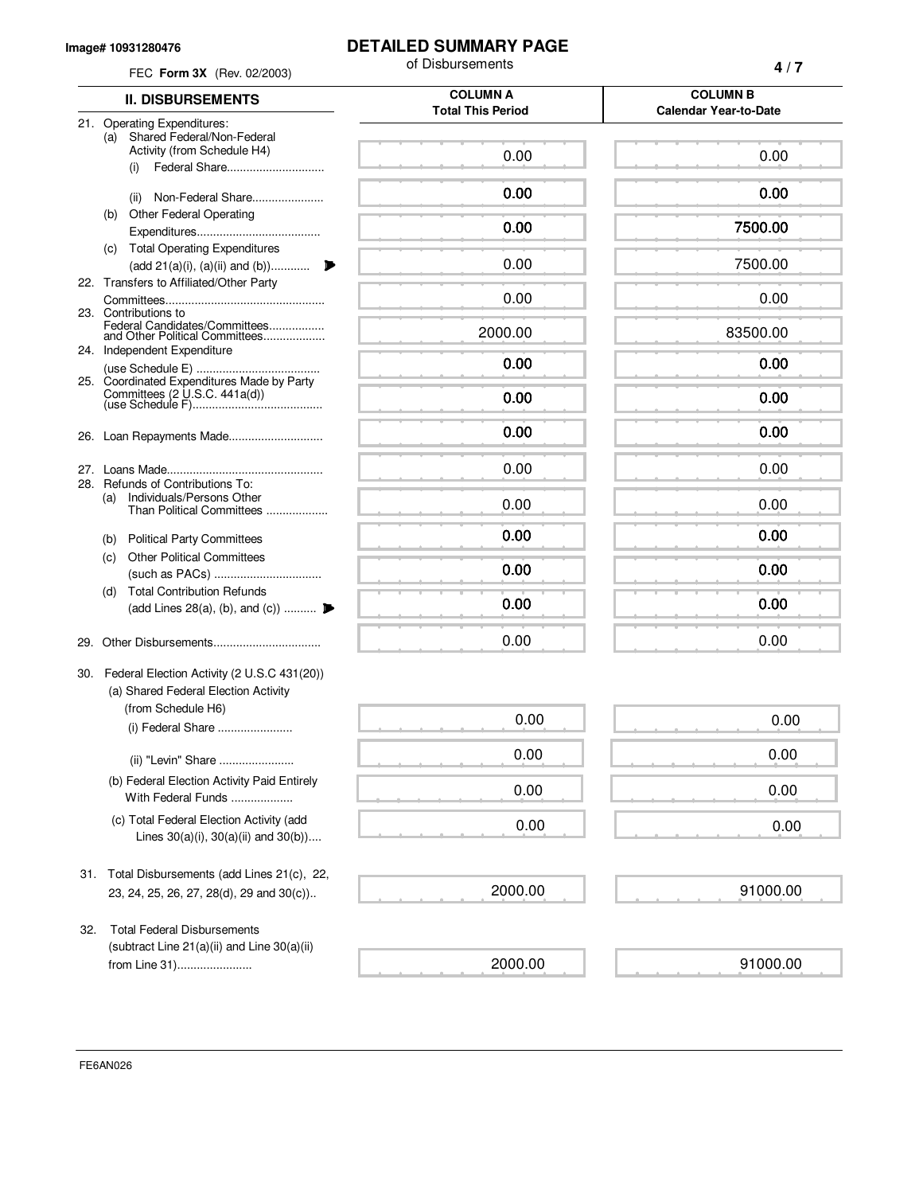Image# 10931280476

# DETAILED SUMMARY PAGE

of Disbursements

FEC **Form 3X** (Rev. 02/2003)

| II. DISBURSEMENTS | COLUMN A Total This Period | COLUMN B Calendar Year-to-Date |
|---|---|---|
| 21. Operating Expenditures: | | |
| (a) Shared Federal/Non-Federal Activity (from Schedule H4) | | |
| (i) Federal Share | 0.00 | 0.00 |
| (ii) Non-Federal Share | 0.00 | 0.00 |
| (b) Other Federal Operating Expenditures | 0.00 | 7500.00 |
| (c) Total Operating Expenditures (add 21(a)(i), (a)(ii) and (b)) | 0.00 | 7500.00 |
| 22. Transfers to Affiliated/Other Party Committees | 0.00 | 0.00 |
| 23. Contributions to Federal Candidates/Committees and Other Political Committees | 2000.00 | 83500.00 |
| 24. Independent Expenditure (use Schedule E) | 0.00 | 0.00 |
| 25. Coordinated Expenditures Made by Party Committees (2 U.S.C. 441a(d)) (use Schedule F) | 0.00 | 0.00 |
| 26. Loan Repayments Made | 0.00 | 0.00 |
| 27. Loans Made | 0.00 | 0.00 |
| 28. Refunds of Contributions To: | | |
| (a) Individuals/Persons Other Than Political Committees | 0.00 | 0.00 |
| (b) Political Party Committees | 0.00 | 0.00 |
| (c) Other Political Committees (such as PACs) | 0.00 | 0.00 |
| (d) Total Contribution Refunds (add Lines 28(a), (b), and (c)) | 0.00 | 0.00 |
| 29. Other Disbursements | 0.00 | 0.00 |
| 30. Federal Election Activity (2 U.S.C 431(20)) | | |
| (a) Shared Federal Election Activity (from Schedule H6) | | |
| (i) Federal Share | 0.00 | 0.00 |
| (ii) "Levin" Share | 0.00 | 0.00 |
| (b) Federal Election Activity Paid Entirely With Federal Funds | 0.00 | 0.00 |
| (c) Total Federal Election Activity (add Lines 30(a)(i), 30(a)(ii) and 30(b)) | 0.00 | 0.00 |
| 31. Total Disbursements (add Lines 21(c), 22, 23, 24, 25, 26, 27, 28(d), 29 and 30(c)) | 2000.00 | 91000.00 |
| 32. Total Federal Disbursements (subtract Line 21(a)(ii) and Line 30(a)(ii) from Line 31) | 2000.00 | 91000.00 |

FE6AN026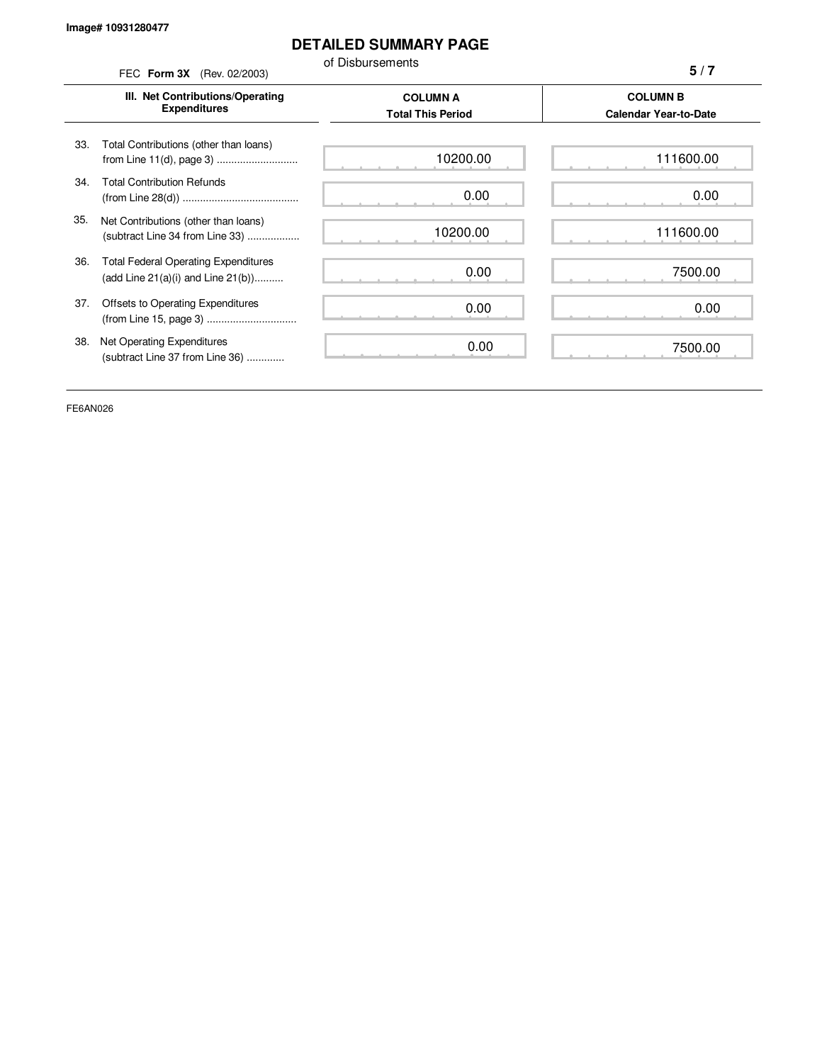Image# 10931280477

# DETAILED SUMMARY PAGE

of Disbursements

FEC **Form 3X** (Rev. 02/2003)

| III. Net Contributions/Operating Expenditures | COLUMN A Total This Period | COLUMN B Calendar Year-to-Date |
|---|---|---|
| 33. Total Contributions (other than loans) from Line 11(d), page 3 | 10200.00 | 111600.00 |
| 34. Total Contribution Refunds (from Line 28(d)) | 0.00 | 0.00 |
| 35. Net Contributions (other than loans) (subtract Line 34 from Line 33) | 10200.00 | 111600.00 |
| 36. Total Federal Operating Expenditures (add Line 21(a)(i) and Line 21(b)) | 0.00 | 7500.00 |
| 37. Offsets to Operating Expenditures (from Line 15, page 3) | 0.00 | 0.00 |
| 38. Net Operating Expenditures (subtract Line 37 from Line 36) | 0.00 | 7500.00 |

FE6AN026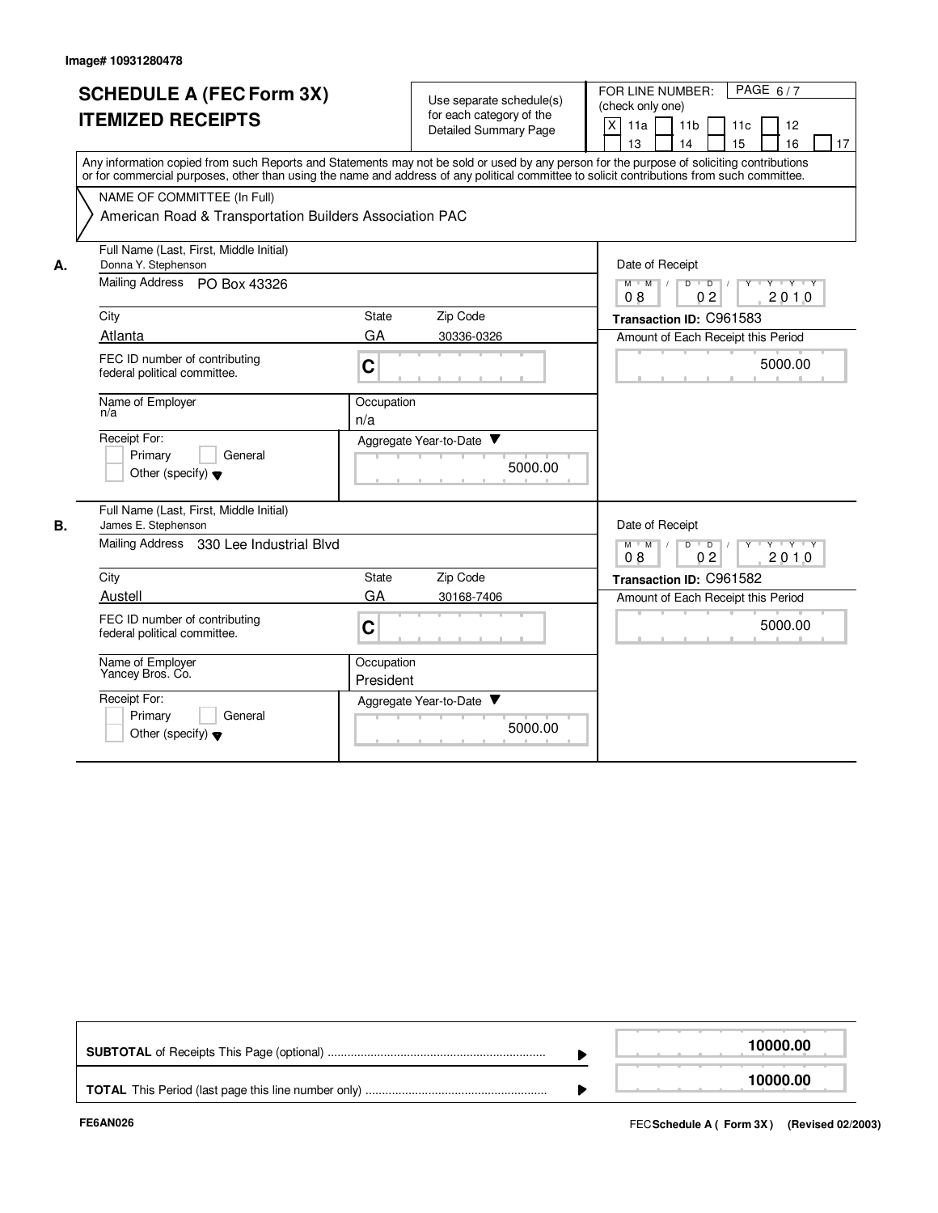Image# 10931280478

# SCHEDULE A (FEC Form 3X)
# ITEMIZED RECEIPTS

Use separate schedule(s) for each category of the Detailed Summary Page

FOR LINE NUMBER: (check only one)

[X] 11a [ ] 11b [ ] 11c [ ] 12 [ ] 13 [ ] 14 [ ] 15 [ ] 16 [ ] 17

PAGE 6 / 7

Any information copied from such Reports and Statements may not be sold or used by any person for the purpose of soliciting contributions or for commercial purposes, other than using the name and address of any political committee to solicit contributions from such committee.

NAME OF COMMITTEE (In Full)

American Road & Transportation Builders Association PAC

---

**A.**

Full Name (Last, First, Middle Initial): Donna Y. Stephenson

Mailing Address: PO Box 43326

City: Atlanta | State: GA | Zip Code: 30336-0326

FEC ID number of contributing federal political committee: C

Name of Employer: n/a

Occupation: n/a

Receipt For: [ ] Primary [ ] General [ ] Other (specify)

Aggregate Year-to-Date: 5000.00

Date of Receipt: 08 / 02 / 2010

Transaction ID: C961583

Amount of Each Receipt this Period: 5000.00

---

**B.**

Full Name (Last, First, Middle Initial): James E. Stephenson

Mailing Address: 330 Lee Industrial Blvd

City: Austell | State: GA | Zip Code: 30168-7406

FEC ID number of contributing federal political committee: C

Name of Employer: Yancey Bros. Co.

Occupation: President

Receipt For: [ ] Primary [ ] General [ ] Other (specify)

Aggregate Year-to-Date: 5000.00

Date of Receipt: 08 / 02 / 2010

Transaction ID: C961582

Amount of Each Receipt this Period: 5000.00

---

**SUBTOTAL** of Receipts This Page (optional): 10000.00

**TOTAL** This Period (last page this line number only): 10000.00

FE6AN026

FEC **Schedule A ( Form 3X )** (Revised 02/2003)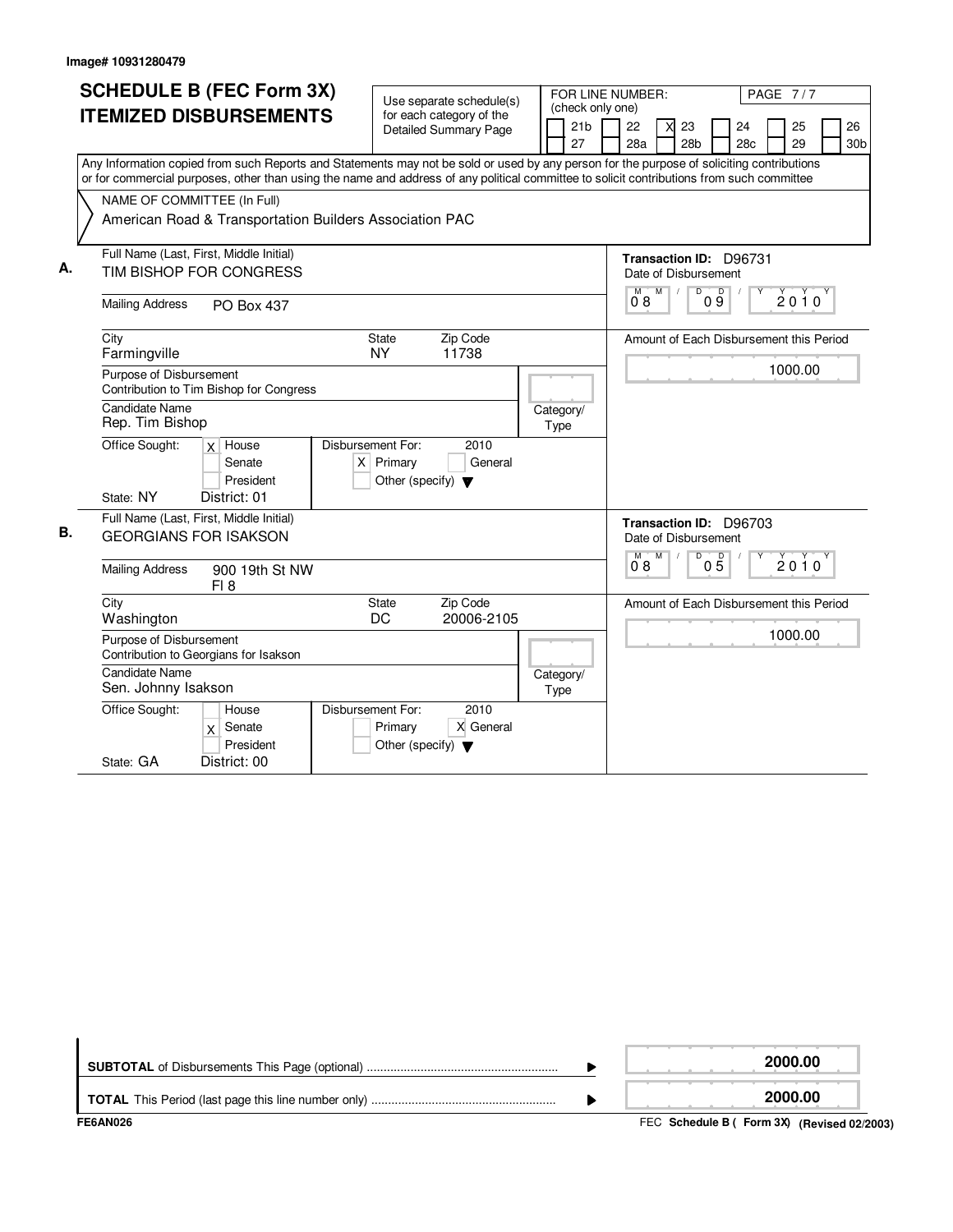Image# 10931280479

# SCHEDULE B (FEC Form 3X) ITEMIZED DISBURSEMENTS

Use separate schedule(s) for each category of the Detailed Summary Page

FOR LINE NUMBER: (check only one)

21b | 22 | X 23 | 24 | 25 | 26 | 27 | 28a | 28b | 28c | 29 | 30b

PAGE 7 / 7

Any Information copied from such Reports and Statements may not be sold or used by any person for the purpose of soliciting contributions or for commercial purposes, other than using the name and address of any political committee to solicit contributions from such committee

NAME OF COMMITTEE (In Full)
American Road & Transportation Builders Association PAC

**A.**

Full Name (Last, First, Middle Initial): TIM BISHOP FOR CONGRESS

Mailing Address: PO Box 437

City: Farmingville | State: NY | Zip Code: 11738

Purpose of Disbursement: Contribution to Tim Bishop for Congress

Candidate Name: Rep. Tim Bishop

Category/Type:

Office Sought: [X] House [ ] Senate [ ] President

State: NY District: 01

Disbursement For: 2010 [X] Primary [ ] General [ ] Other (specify)

Transaction ID: D96731

Date of Disbursement: 08/09/2010

Amount of Each Disbursement this Period: 1000.00

**B.**

Full Name (Last, First, Middle Initial): GEORGIANS FOR ISAKSON

Mailing Address: 900 19th St NW Fl 8

City: Washington | State: DC | Zip Code: 20006-2105

Purpose of Disbursement: Contribution to Georgians for Isakson

Candidate Name: Sen. Johnny Isakson

Category/Type:

Office Sought: [ ] House [X] Senate [ ] President

State: GA District: 00

Disbursement For: 2010 [ ] Primary [X] General [ ] Other (specify)

Transaction ID: D96703

Date of Disbursement: 08/05/2010

Amount of Each Disbursement this Period: 1000.00

**SUBTOTAL** of Disbursements This Page (optional) ........ 2000.00

**TOTAL** This Period (last page this line number only) ........ 2000.00

FE6AN026 — FEC Schedule B ( Form 3X) (Revised 02/2003)